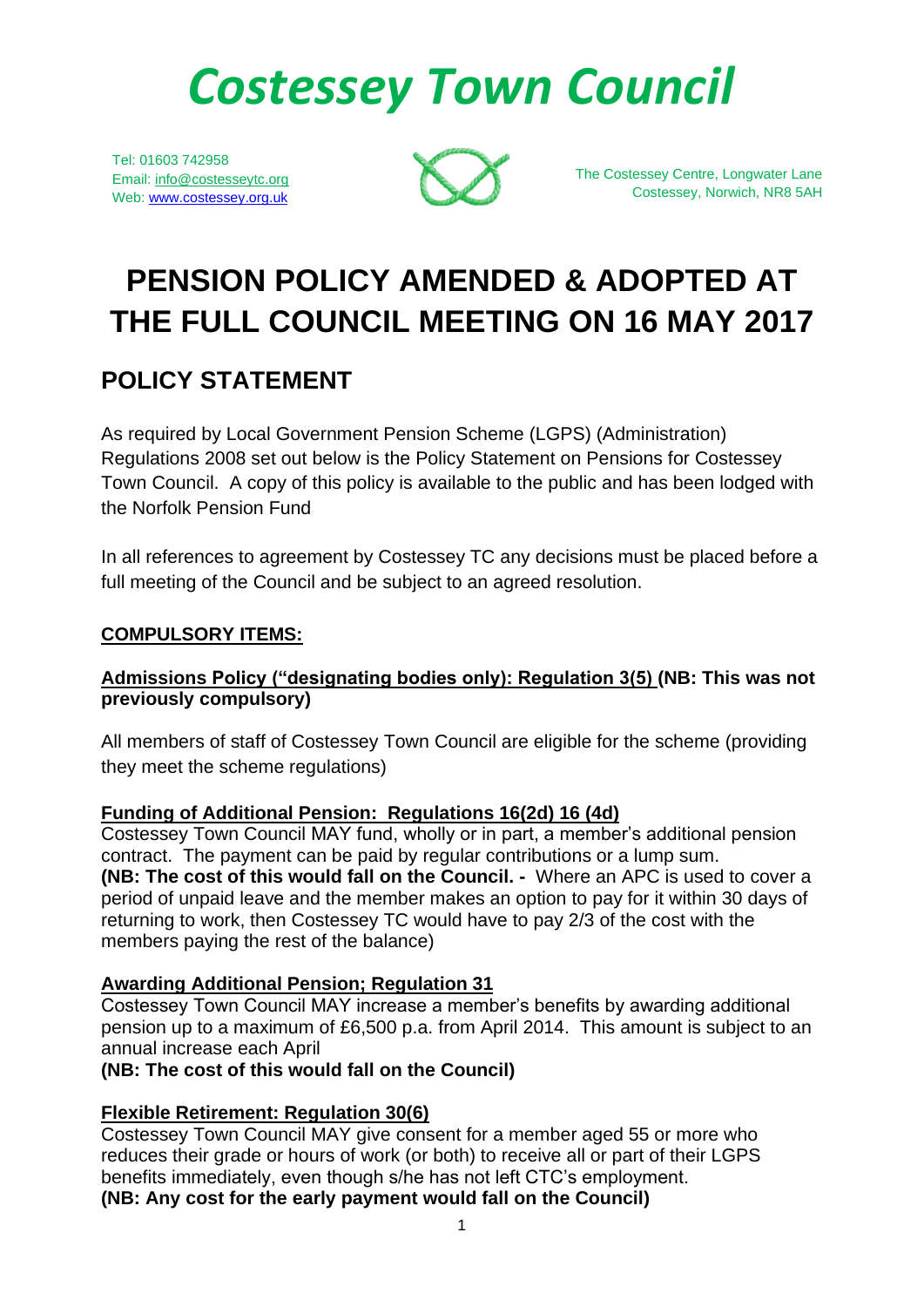# *Costessey Town Council*

Tel: 01603 742958
Email: info@costesseytc.org
Web: www.costessey.org.uk

The Costessey Centre, Longwater Lane
Costessey, Norwich, NR8 5AH

# PENSION POLICY AMENDED & ADOPTED AT THE FULL COUNCIL MEETING ON 16 MAY 2017

## POLICY STATEMENT

As required by Local Government Pension Scheme (LGPS) (Administration) Regulations 2008 set out below is the Policy Statement on Pensions for Costessey Town Council. A copy of this policy is available to the public and has been lodged with the Norfolk Pension Fund

In all references to agreement by Costessey TC any decisions must be placed before a full meeting of the Council and be subject to an agreed resolution.

**COMPULSORY ITEMS:**

**Admissions Policy ("designating bodies only): Regulation 3(5) (NB: This was not previously compulsory)**

All members of staff of Costessey Town Council are eligible for the scheme (providing they meet the scheme regulations)

**Funding of Additional Pension: Regulations 16(2d) 16 (4d)**

Costessey Town Council MAY fund, wholly or in part, a member's additional pension contract. The payment can be paid by regular contributions or a lump sum.
**(NB: The cost of this would fall on the Council. -** Where an APC is used to cover a period of unpaid leave and the member makes an option to pay for it within 30 days of returning to work, then Costessey TC would have to pay 2/3 of the cost with the members paying the rest of the balance)

**Awarding Additional Pension; Regulation 31**

Costessey Town Council MAY increase a member's benefits by awarding additional pension up to a maximum of £6,500 p.a. from April 2014. This amount is subject to an annual increase each April
**(NB: The cost of this would fall on the Council)**

**Flexible Retirement: Regulation 30(6)**

Costessey Town Council MAY give consent for a member aged 55 or more who reduces their grade or hours of work (or both) to receive all or part of their LGPS benefits immediately, even though s/he has not left CTC's employment.
**(NB: Any cost for the early payment would fall on the Council)**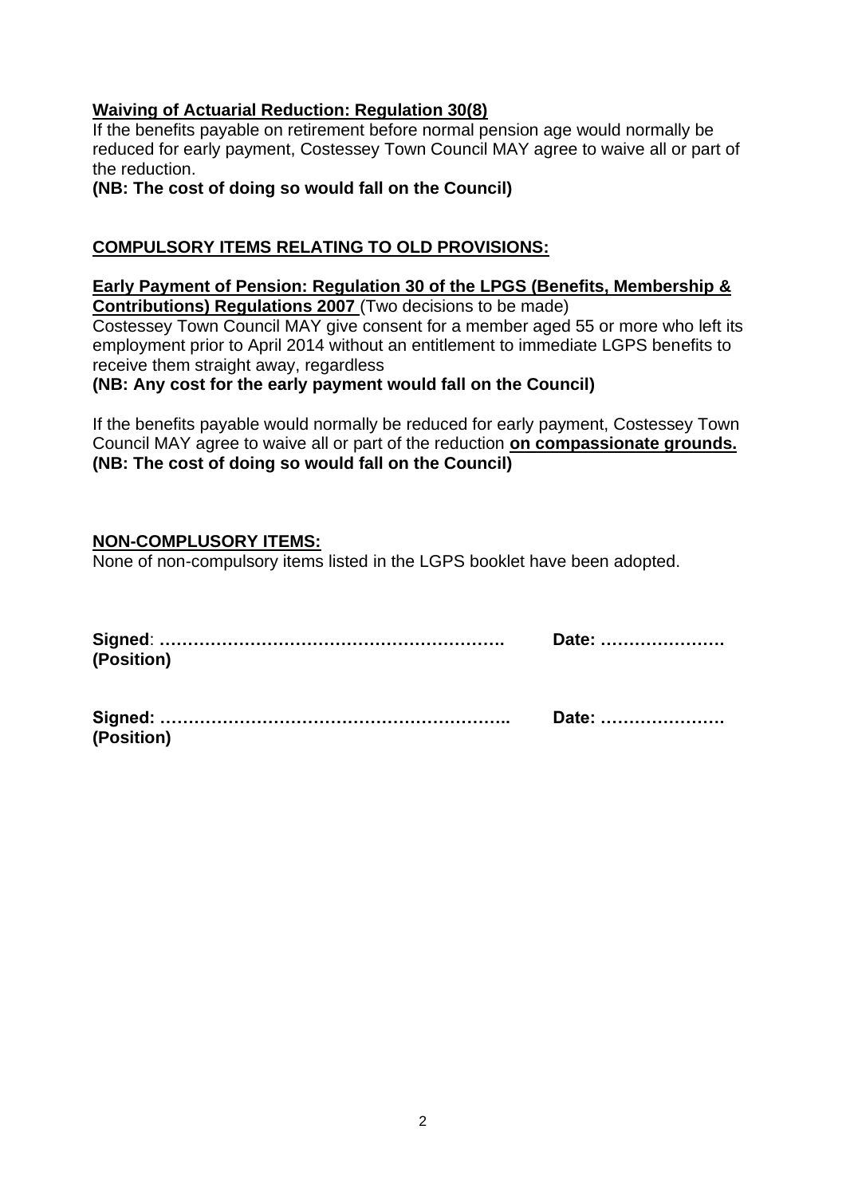**<u>Waiving of Actuarial Reduction: Regulation 30(8)</u>**

If the benefits payable on retirement before normal pension age would normally be reduced for early payment, Costessey Town Council MAY agree to waive all or part of the reduction.

**(NB: The cost of doing so would fall on the Council)**

**<u>COMPULSORY ITEMS RELATING TO OLD PROVISIONS:</u>**

**<u>Early Payment of Pension: Regulation 30 of the LPGS (Benefits, Membership & Contributions) Regulations 2007</u>** (Two decisions to be made)

Costessey Town Council MAY give consent for a member aged 55 or more who left its employment prior to April 2014 without an entitlement to immediate LGPS benefits to receive them straight away, regardless

**(NB: Any cost for the early payment would fall on the Council)**

If the benefits payable would normally be reduced for early payment, Costessey Town Council MAY agree to waive all or part of the reduction **<u>on compassionate grounds.</u>**
**(NB: The cost of doing so would fall on the Council)**

**<u>NON-COMPLUSORY ITEMS:</u>**

None of non-compulsory items listed in the LGPS booklet have been adopted.

**Signed**: **…………………………………………………….** **Date: ………………….**
**(Position)**

**Signed: ……………………………………………………..** **Date: ………………….**
**(Position)**